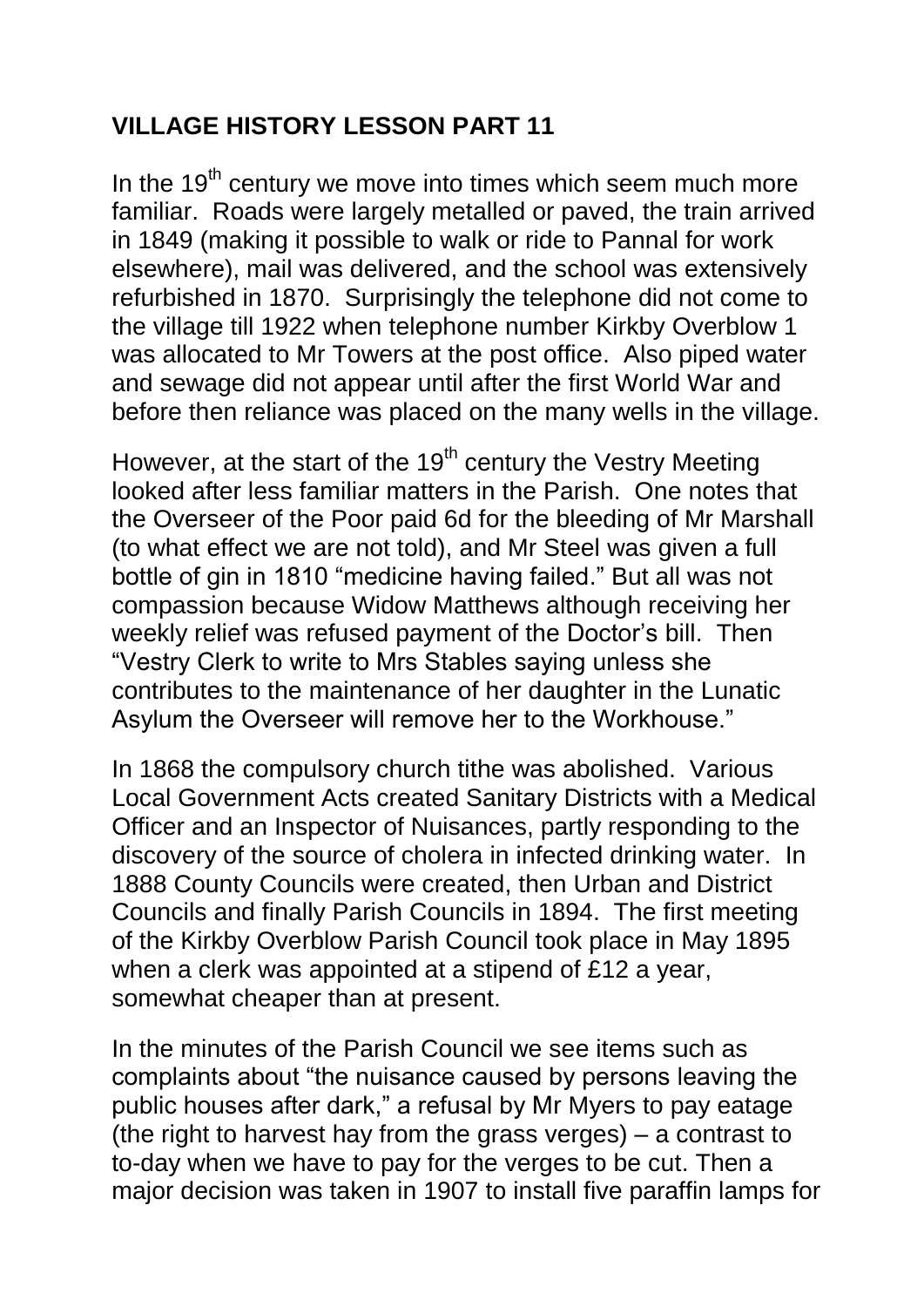# VILLAGE HISTORY LESSON PART 11

In the 19th century we move into times which seem much more familiar. Roads were largely metalled or paved, the train arrived in 1849 (making it possible to walk or ride to Pannal for work elsewhere), mail was delivered, and the school was extensively refurbished in 1870. Surprisingly the telephone did not come to the village till 1922 when telephone number Kirkby Overblow 1 was allocated to Mr Towers at the post office. Also piped water and sewage did not appear until after the first World War and before then reliance was placed on the many wells in the village.

However, at the start of the 19th century the Vestry Meeting looked after less familiar matters in the Parish. One notes that the Overseer of the Poor paid 6d for the bleeding of Mr Marshall (to what effect we are not told), and Mr Steel was given a full bottle of gin in 1810 "medicine having failed." But all was not compassion because Widow Matthews although receiving her weekly relief was refused payment of the Doctor's bill. Then "Vestry Clerk to write to Mrs Stables saying unless she contributes to the maintenance of her daughter in the Lunatic Asylum the Overseer will remove her to the Workhouse."

In 1868 the compulsory church tithe was abolished. Various Local Government Acts created Sanitary Districts with a Medical Officer and an Inspector of Nuisances, partly responding to the discovery of the source of cholera in infected drinking water. In 1888 County Councils were created, then Urban and District Councils and finally Parish Councils in 1894. The first meeting of the Kirkby Overblow Parish Council took place in May 1895 when a clerk was appointed at a stipend of £12 a year, somewhat cheaper than at present.

In the minutes of the Parish Council we see items such as complaints about "the nuisance caused by persons leaving the public houses after dark," a refusal by Mr Myers to pay eatage (the right to harvest hay from the grass verges) – a contrast to to-day when we have to pay for the verges to be cut. Then a major decision was taken in 1907 to install five paraffin lamps for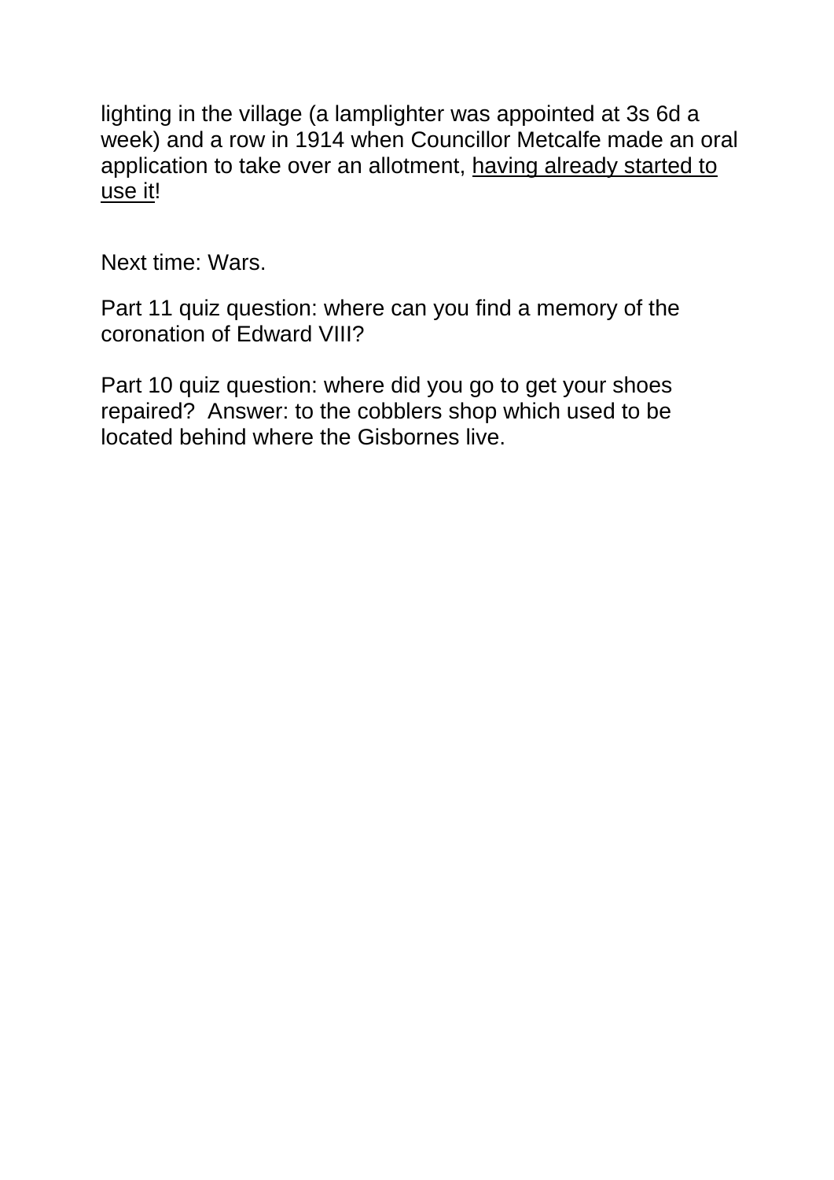lighting in the village (a lamplighter was appointed at 3s 6d a week) and a row in 1914 when Councillor Metcalfe made an oral application to take over an allotment, <u>having already started to use it</u>!

Next time: Wars.

Part 11 quiz question: where can you find a memory of the coronation of Edward VIII?

Part 10 quiz question: where did you go to get your shoes repaired? Answer: to the cobblers shop which used to be located behind where the Gisbornes live.